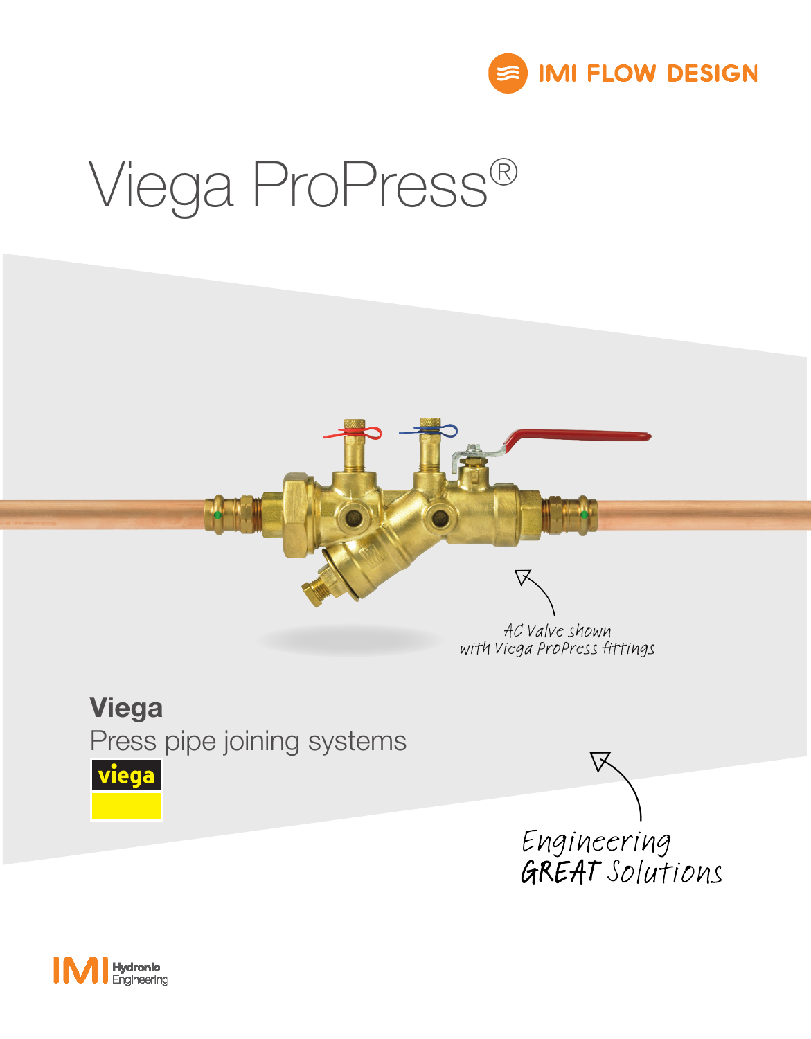IMI FLOW DESIGN

# Viega ProPress®

AC Valve shown with Viega ProPress fittings

## Viega

Press pipe joining systems

viega

Engineering GREAT Solutions

IMI Hydronic Engineering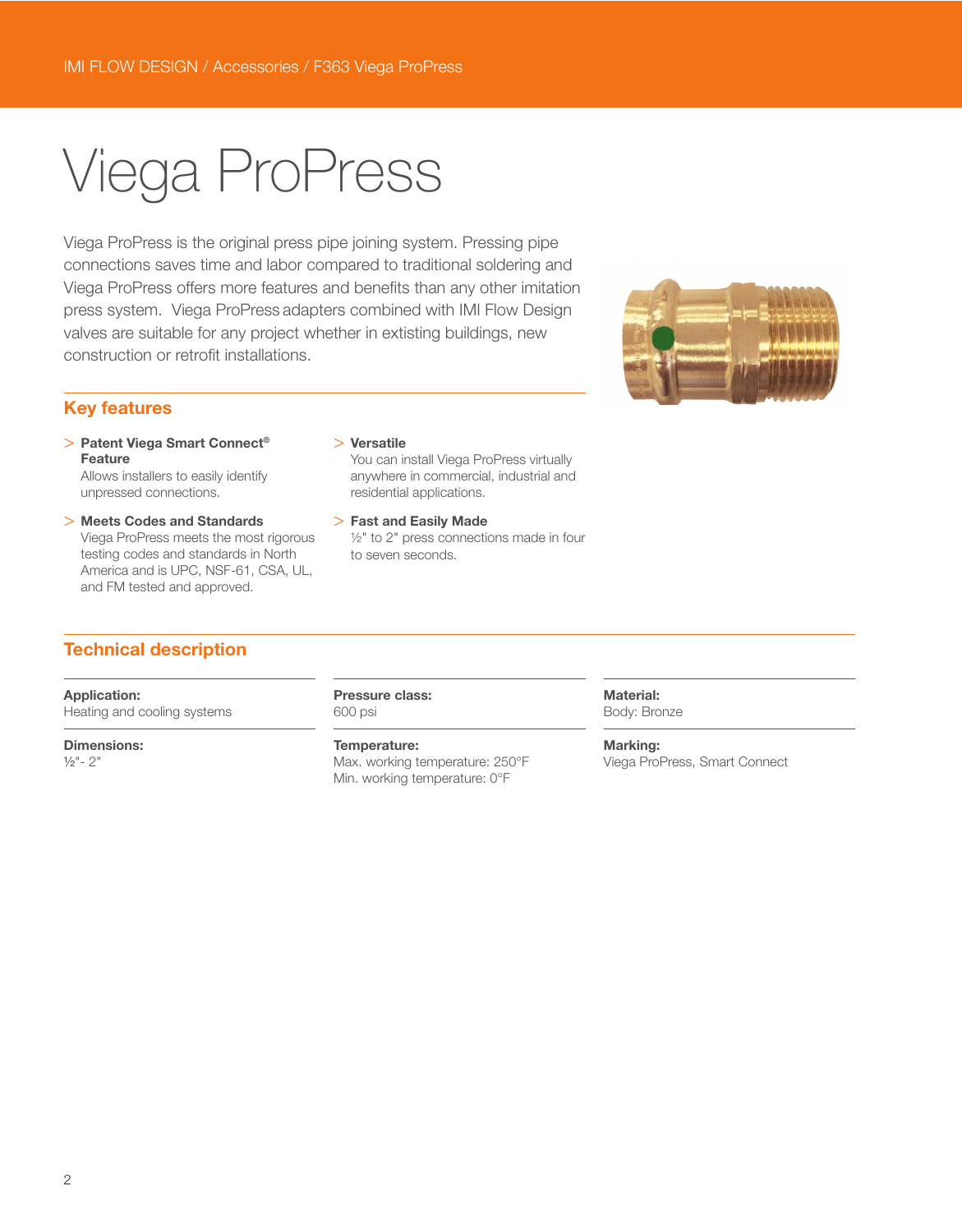IMI FLOW DESIGN / Accessories / F363 Viega ProPress

# Viega ProPress

Viega ProPress is the original press pipe joining system. Pressing pipe connections saves time and labor compared to traditional soldering and Viega ProPress offers more features and benefits than any other imitation press system. Viega ProPress adapters combined with IMI Flow Design valves are suitable for any project whether in extisting buildings, new construction or retrofit installations.

## Key features

- **Patent Viega Smart Connect® Feature**
  Allows installers to easily identify unpressed connections.
- **Meets Codes and Standards**
  Viega ProPress meets the most rigorous testing codes and standards in North America and is UPC, NSF-61, CSA, UL, and FM tested and approved.
- **Versatile**
  You can install Viega ProPress virtually anywhere in commercial, industrial and residential applications.
- **Fast and Easily Made**
  ½" to 2" press connections made in four to seven seconds.

## Technical description

**Application:**
Heating and cooling systems

**Dimensions:**
½"- 2"

**Pressure class:**
600 psi

**Temperature:**
Max. working temperature: 250°F
Min. working temperature: 0°F

**Material:**
Body: Bronze

**Marking:**
Viega ProPress, Smart Connect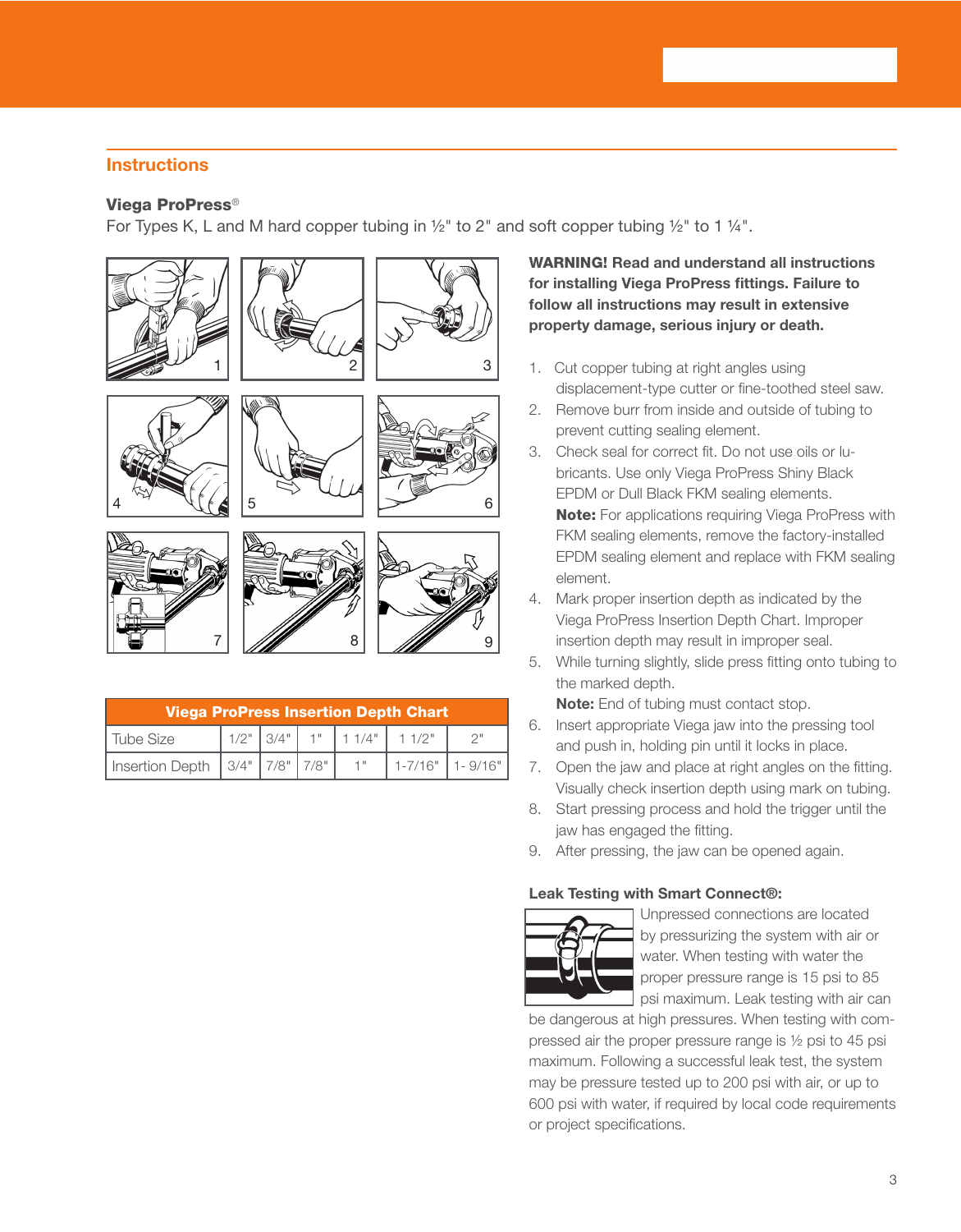## Instructions

### Viega ProPress®

For Types K, L and M hard copper tubing in ½" to 2" and soft copper tubing ½" to 1 ¼".

**WARNING! Read and understand all instructions for installing Viega ProPress fittings. Failure to follow all instructions may result in extensive property damage, serious injury or death.**

1. Cut copper tubing at right angles using displacement-type cutter or fine-toothed steel saw.
2. Remove burr from inside and outside of tubing to prevent cutting sealing element.
3. Check seal for correct fit. Do not use oils or lubricants. Use only Viega ProPress Shiny Black EPDM or Dull Black FKM sealing elements.
   **Note:** For applications requiring Viega ProPress with FKM sealing elements, remove the factory-installed EPDM sealing element and replace with FKM sealing element.
4. Mark proper insertion depth as indicated by the Viega ProPress Insertion Depth Chart. Improper insertion depth may result in improper seal.
5. While turning slightly, slide press fitting onto tubing to the marked depth.
   **Note:** End of tubing must contact stop.
6. Insert appropriate Viega jaw into the pressing tool and push in, holding pin until it locks in place.
7. Open the jaw and place at right angles on the fitting. Visually check insertion depth using mark on tubing.
8. Start pressing process and hold the trigger until the jaw has engaged the fitting.
9. After pressing, the jaw can be opened again.

**Viega ProPress Insertion Depth Chart**

| Tube Size | 1/2" | 3/4" | 1" | 1 1/4" | 1 1/2" | 2" |
|---|---|---|---|---|---|---|
| Insertion Depth | 3/4" | 7/8" | 7/8" | 1" | 1-7/16" | 1- 9/16" |

#### Leak Testing with Smart Connect®:

Unpressed connections are located by pressurizing the system with air or water. When testing with water the proper pressure range is 15 psi to 85 psi maximum. Leak testing with air can be dangerous at high pressures. When testing with compressed air the proper pressure range is ½ psi to 45 psi maximum. Following a successful leak test, the system may be pressure tested up to 200 psi with air, or up to 600 psi with water, if required by local code requirements or project specifications.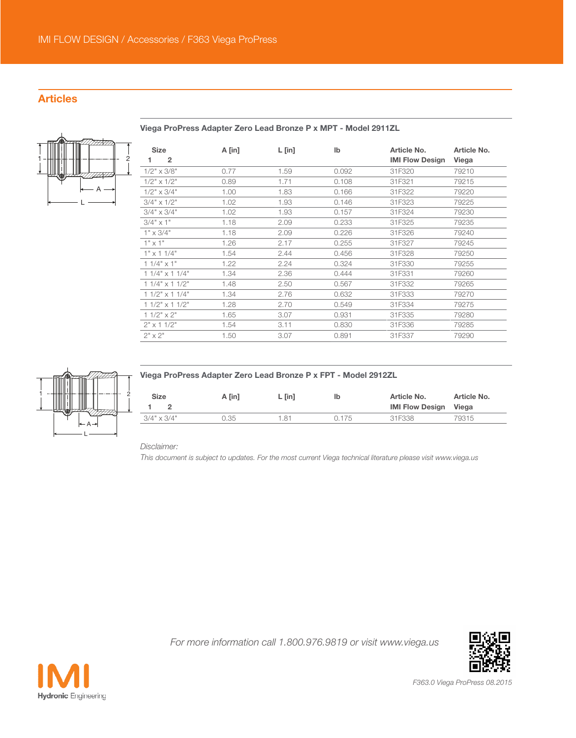## Articles

### Viega ProPress Adapter Zero Lead Bronze P x MPT - Model 2911ZL

| Size 1 2 | A [in] | L [in] | lb | Article No. IMI Flow Design | Article No. Viega |
|---|---|---|---|---|---|
| 1/2" x 3/8" | 0.77 | 1.59 | 0.092 | 31F320 | 79210 |
| 1/2" x 1/2" | 0.89 | 1.71 | 0.108 | 31F321 | 79215 |
| 1/2" x 3/4" | 1.00 | 1.83 | 0.166 | 31F322 | 79220 |
| 3/4" x 1/2" | 1.02 | 1.93 | 0.146 | 31F323 | 79225 |
| 3/4" x 3/4" | 1.02 | 1.93 | 0.157 | 31F324 | 79230 |
| 3/4" x 1" | 1.18 | 2.09 | 0.233 | 31F325 | 79235 |
| 1" x 3/4" | 1.18 | 2.09 | 0.226 | 31F326 | 79240 |
| 1" x 1" | 1.26 | 2.17 | 0.255 | 31F327 | 79245 |
| 1" x 1 1/4" | 1.54 | 2.44 | 0.456 | 31F328 | 79250 |
| 1 1/4" x 1" | 1.22 | 2.24 | 0.324 | 31F330 | 79255 |
| 1 1/4" x 1 1/4" | 1.34 | 2.36 | 0.444 | 31F331 | 79260 |
| 1 1/4" x 1 1/2" | 1.48 | 2.50 | 0.567 | 31F332 | 79265 |
| 1 1/2" x 1 1/4" | 1.34 | 2.76 | 0.632 | 31F333 | 79270 |
| 1 1/2" x 1 1/2" | 1.28 | 2.70 | 0.549 | 31F334 | 79275 |
| 1 1/2" x 2" | 1.65 | 3.07 | 0.931 | 31F335 | 79280 |
| 2" x 1 1/2" | 1.54 | 3.11 | 0.830 | 31F336 | 79285 |
| 2" x 2" | 1.50 | 3.07 | 0.891 | 31F337 | 79290 |

### Viega ProPress Adapter Zero Lead Bronze P x FPT - Model 2912ZL

| Size 1 2 | A [in] | L [in] | lb | Article No. IMI Flow Design | Article No. Viega |
|---|---|---|---|---|---|
| 3/4" x 3/4" | 0.35 | 1.81 | 0.175 | 31F338 | 79315 |

*Disclaimer:*

*This document is subject to updates. For the most current Viega technical literature please visit www.viega.us*

*For more information call 1.800.976.9819 or visit www.viega.us*

*F363.0 Viega ProPress 08.2015*